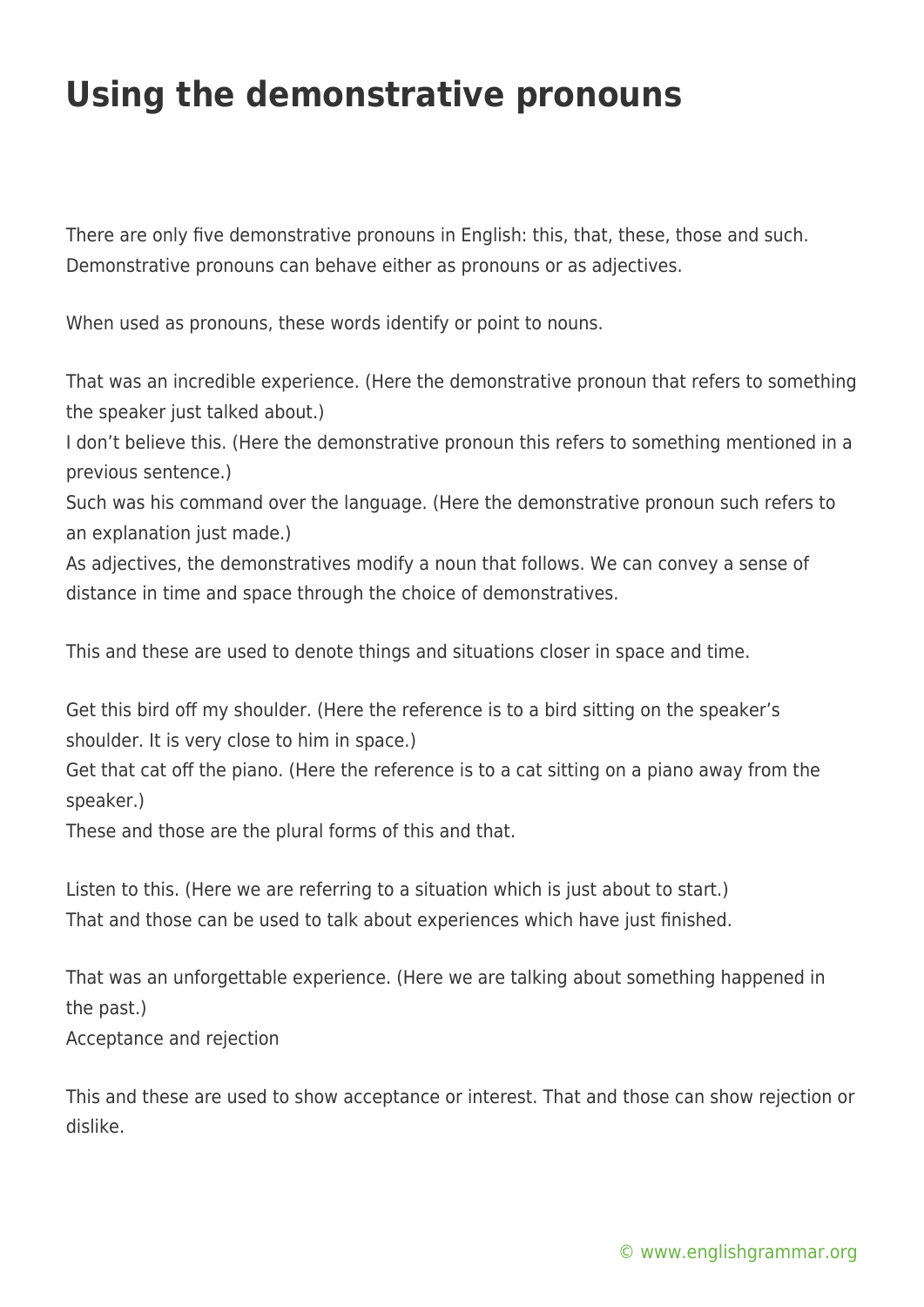# Using the demonstrative pronouns

There are only five demonstrative pronouns in English: this, that, these, those and such. Demonstrative pronouns can behave either as pronouns or as adjectives.

When used as pronouns, these words identify or point to nouns.

That was an incredible experience. (Here the demonstrative pronoun that refers to something the speaker just talked about.)
I don't believe this. (Here the demonstrative pronoun this refers to something mentioned in a previous sentence.)
Such was his command over the language. (Here the demonstrative pronoun such refers to an explanation just made.)
As adjectives, the demonstratives modify a noun that follows. We can convey a sense of distance in time and space through the choice of demonstratives.

This and these are used to denote things and situations closer in space and time.

Get this bird off my shoulder. (Here the reference is to a bird sitting on the speaker's shoulder. It is very close to him in space.)
Get that cat off the piano. (Here the reference is to a cat sitting on a piano away from the speaker.)
These and those are the plural forms of this and that.

Listen to this. (Here we are referring to a situation which is just about to start.)
That and those can be used to talk about experiences which have just finished.

That was an unforgettable experience. (Here we are talking about something happened in the past.)
Acceptance and rejection

This and these are used to show acceptance or interest. That and those can show rejection or dislike.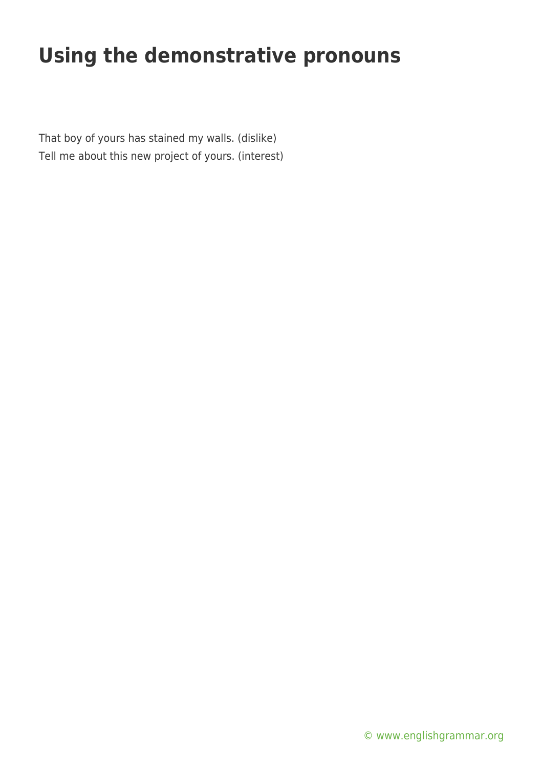# Using the demonstrative pronouns

That boy of yours has stained my walls. (dislike)
Tell me about this new project of yours. (interest)